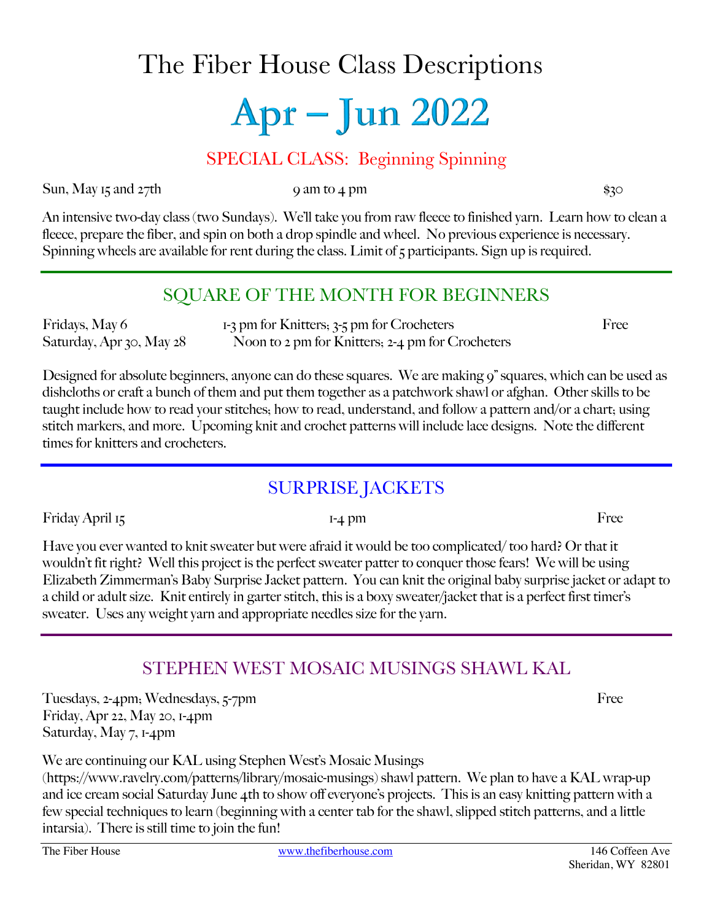# The Fiber House Class Descriptions

# Apr – Jun 2022

## SPECIAL CLASS: Beginning Spinning

Sun, May 15 and 27th | 9 am to 4 pm | $30

An intensive two-day class (two Sundays). We'll take you from raw fleece to finished yarn. Learn how to clean a fleece, prepare the fiber, and spin on both a drop spindle and wheel. No previous experience is necessary. Spinning wheels are available for rent during the class. Limit of 5 participants. Sign up is required.

---

## SQUARE OF THE MONTH FOR BEGINNERS

Fridays, May 6 | 1-3 pm for Knitters; 3-5 pm for Crocheters | Free
Saturday, Apr 30, May 28 | Noon to 2 pm for Knitters; 2-4 pm for Crocheters

Designed for absolute beginners, anyone can do these squares. We are making 9" squares, which can be used as dishcloths or craft a bunch of them and put them together as a patchwork shawl or afghan. Other skills to be taught include how to read your stitches; how to read, understand, and follow a pattern and/or a chart; using stitch markers, and more. Upcoming knit and crochet patterns will include lace designs. Note the different times for knitters and crocheters.

---

## SURPRISE JACKETS

Friday April 15 | 1-4 pm | Free

Have you ever wanted to knit sweater but were afraid it would be too complicated/ too hard? Or that it wouldn't fit right? Well this project is the perfect sweater patter to conquer those fears! We will be using Elizabeth Zimmerman's Baby Surprise Jacket pattern. You can knit the original baby surprise jacket or adapt to a child or adult size. Knit entirely in garter stitch, this is a boxy sweater/jacket that is a perfect first timer's sweater. Uses any weight yarn and appropriate needles size for the yarn.

---

## STEPHEN WEST MOSAIC MUSINGS SHAWL KAL

Tuesdays, 2-4pm; Wednesdays, 5-7pm | Free
Friday, Apr 22, May 20, 1-4pm
Saturday, May 7, 1-4pm

We are continuing our KAL using Stephen West's Mosaic Musings (https://www.ravelry.com/patterns/library/mosaic-musings) shawl pattern. We plan to have a KAL wrap-up and ice cream social Saturday June 4th to show off everyone's projects. This is an easy knitting pattern with a few special techniques to learn (beginning with a center tab for the shawl, slipped stitch patterns, and a little intarsia). There is still time to join the fun!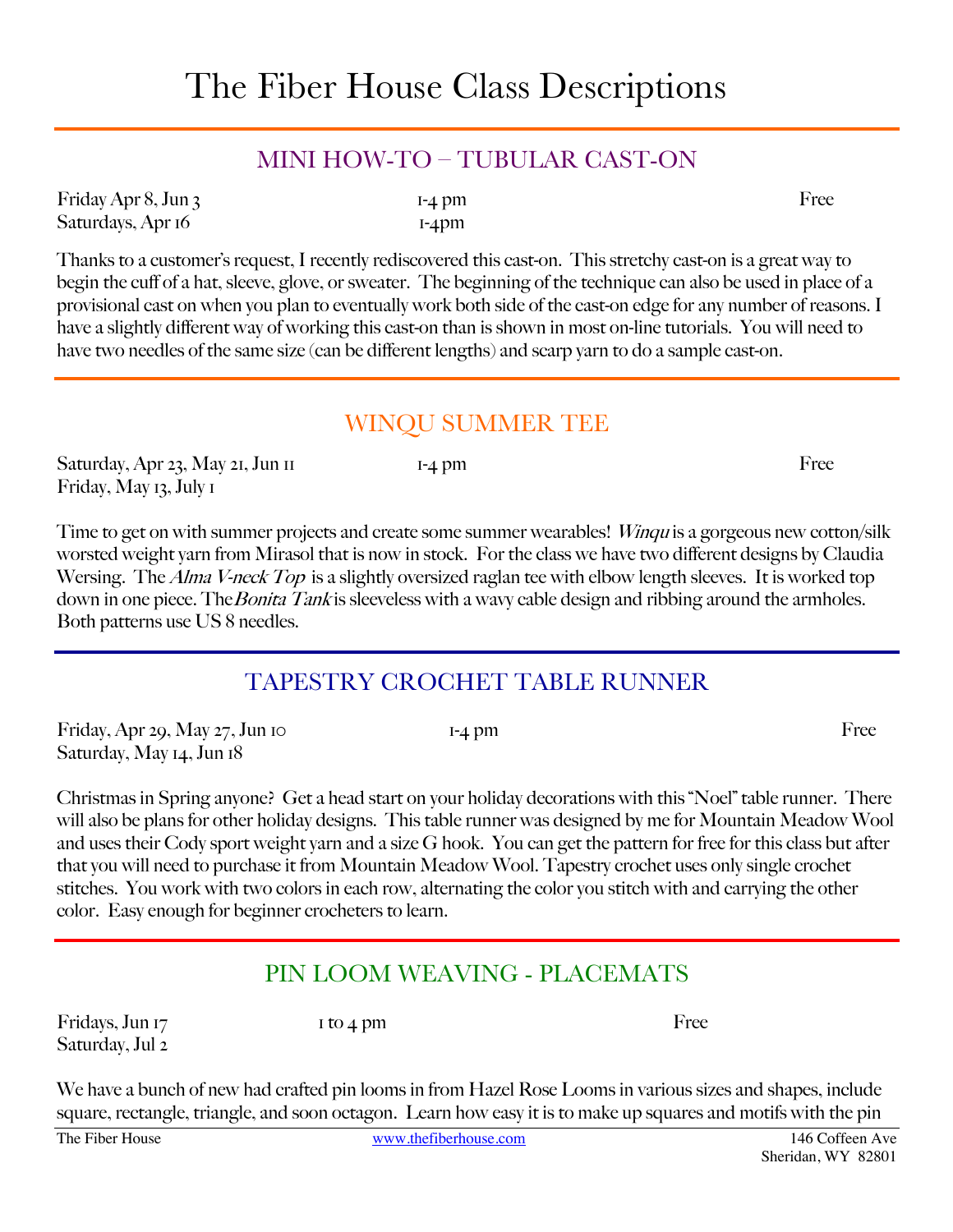# The Fiber House Class Descriptions

## MINI HOW-TO – TUBULAR CAST-ON

Friday Apr 8, Jun 3 — 1-4 pm — Free
Saturdays, Apr 16 — 1-4pm

Thanks to a customer's request, I recently rediscovered this cast-on. This stretchy cast-on is a great way to begin the cuff of a hat, sleeve, glove, or sweater. The beginning of the technique can also be used in place of a provisional cast on when you plan to eventually work both side of the cast-on edge for any number of reasons. I have a slightly different way of working this cast-on than is shown in most on-line tutorials. You will need to have two needles of the same size (can be different lengths) and scarp yarn to do a sample cast-on.

## WINQU SUMMER TEE

Saturday, Apr 23, May 21, Jun 11 — 1-4 pm — Free
Friday, May 13, July 1

Time to get on with summer projects and create some summer wearables! *Winqu* is a gorgeous new cotton/silk worsted weight yarn from Mirasol that is now in stock. For the class we have two different designs by Claudia Wersing. The *Alma V-neck Top* is a slightly oversized raglan tee with elbow length sleeves. It is worked top down in one piece. The *Bonita Tank* is sleeveless with a wavy cable design and ribbing around the armholes. Both patterns use US 8 needles.

## TAPESTRY CROCHET TABLE RUNNER

Friday, Apr 29, May 27, Jun 10 — 1-4 pm — Free
Saturday, May 14, Jun 18

Christmas in Spring anyone? Get a head start on your holiday decorations with this "Noel" table runner. There will also be plans for other holiday designs. This table runner was designed by me for Mountain Meadow Wool and uses their Cody sport weight yarn and a size G hook. You can get the pattern for free for this class but after that you will need to purchase it from Mountain Meadow Wool. Tapestry crochet uses only single crochet stitches. You work with two colors in each row, alternating the color you stitch with and carrying the other color. Easy enough for beginner crocheters to learn.

## PIN LOOM WEAVING - PLACEMATS

Fridays, Jun 17 — 1 to 4 pm — Free
Saturday, Jul 2

We have a bunch of new had crafted pin looms in from Hazel Rose Looms in various sizes and shapes, include square, rectangle, triangle, and soon octagon. Learn how easy it is to make up squares and motifs with the pin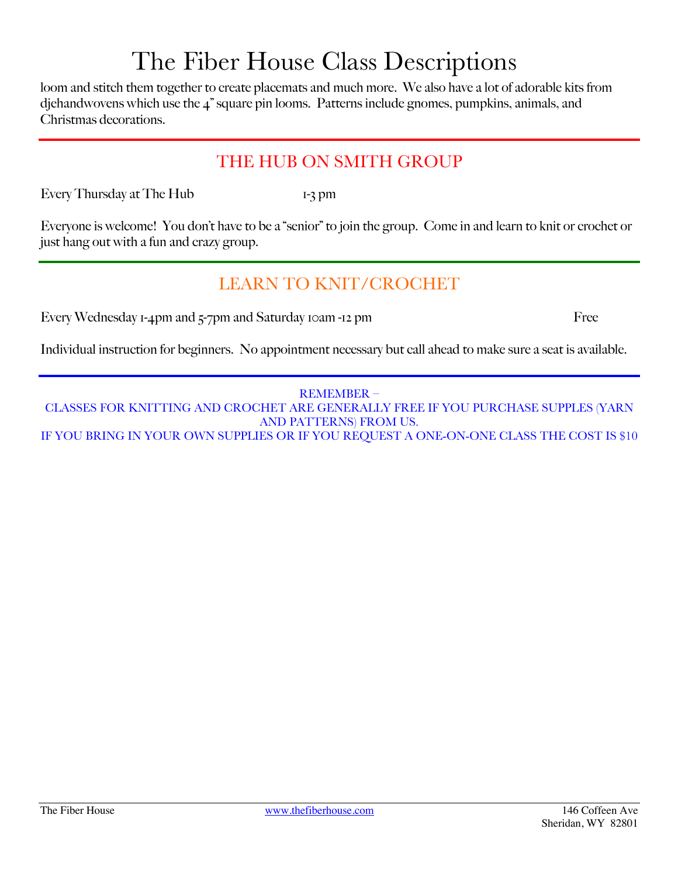# The Fiber House Class Descriptions

loom and stitch them together to create placemats and much more. We also have a lot of adorable kits from djehandwovens which use the 4" square pin looms. Patterns include gnomes, pumpkins, animals, and Christmas decorations.

---

## THE HUB ON SMITH GROUP

Every Thursday at The Hub 1-3 pm

Everyone is welcome! You don't have to be a "senior" to join the group. Come in and learn to knit or crochet or just hang out with a fun and crazy group.

---

## LEARN TO KNIT/CROCHET

Every Wednesday 1-4pm and 5-7pm and Saturday 10am -12 pm Free

Individual instruction for beginners. No appointment necessary but call ahead to make sure a seat is available.

---

REMEMBER –
CLASSES FOR KNITTING AND CROCHET ARE GENERALLY FREE IF YOU PURCHASE SUPPLES (YARN AND PATTERNS) FROM US.
IF YOU BRING IN YOUR OWN SUPPLIES OR IF YOU REQUEST A ONE-ON-ONE CLASS THE COST IS $10